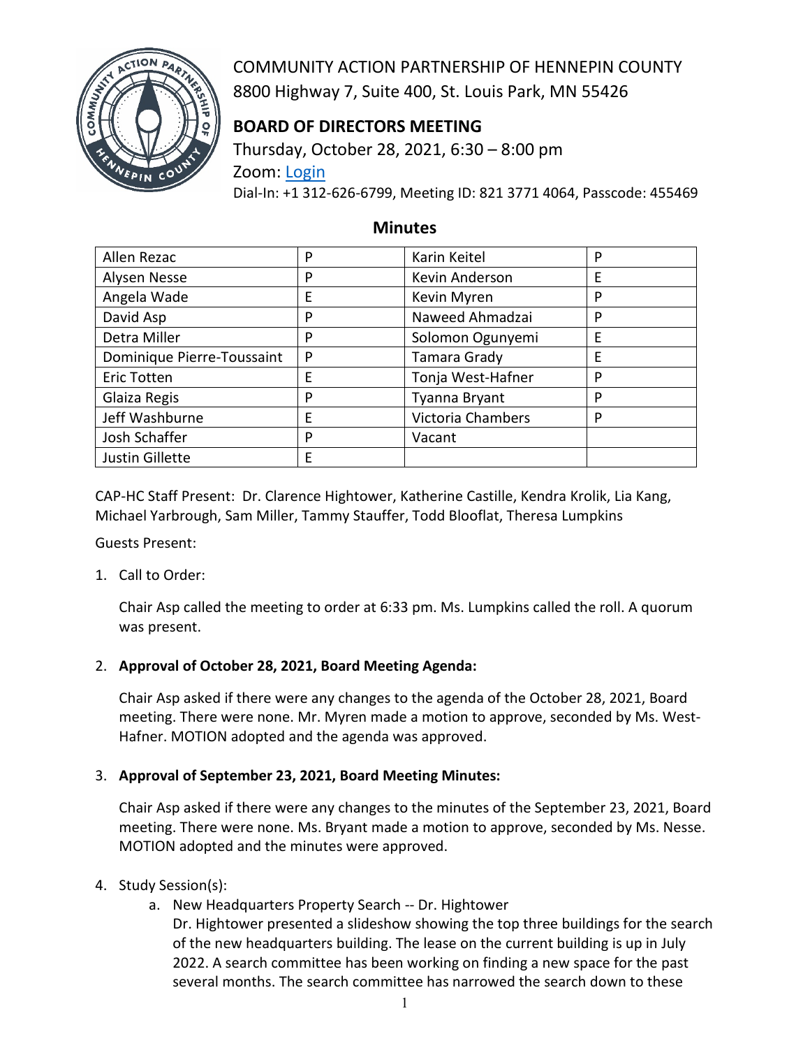COMMUNITY ACTION PARTNERSHIP OF HENNEPIN COUNTY
8800 Highway 7, Suite 400, St. Louis Park, MN 55426

## BOARD OF DIRECTORS MEETING

Thursday, October 28, 2021, 6:30 – 8:00 pm
Zoom: Login
Dial-In: +1 312-626-6799, Meeting ID: 821 3771 4064, Passcode: 455469

## Minutes

| | | | |
|---|---|---|---|
| Allen Rezac | P | Karin Keitel | P |
| Alysen Nesse | P | Kevin Anderson | E |
| Angela Wade | E | Kevin Myren | P |
| David Asp | P | Naweed Ahmadzai | P |
| Detra Miller | P | Solomon Ogunyemi | E |
| Dominique Pierre-Toussaint | P | Tamara Grady | E |
| Eric Totten | E | Tonja West-Hafner | P |
| Glaiza Regis | P | Tyanna Bryant | P |
| Jeff Washburne | E | Victoria Chambers | P |
| Josh Schaffer | P | Vacant | |
| Justin Gillette | E | | |

CAP-HC Staff Present: Dr. Clarence Hightower, Katherine Castille, Kendra Krolik, Lia Kang, Michael Yarbrough, Sam Miller, Tammy Stauffer, Todd Blooflat, Theresa Lumpkins

Guests Present:

1. Call to Order:

   Chair Asp called the meeting to order at 6:33 pm. Ms. Lumpkins called the roll. A quorum was present.

2. **Approval of October 28, 2021, Board Meeting Agenda:**

   Chair Asp asked if there were any changes to the agenda of the October 28, 2021, Board meeting. There were none. Mr. Myren made a motion to approve, seconded by Ms. West-Hafner. MOTION adopted and the agenda was approved.

3. **Approval of September 23, 2021, Board Meeting Minutes:**

   Chair Asp asked if there were any changes to the minutes of the September 23, 2021, Board meeting. There were none. Ms. Bryant made a motion to approve, seconded by Ms. Nesse. MOTION adopted and the minutes were approved.

4. Study Session(s):
   a. New Headquarters Property Search -- Dr. Hightower
      Dr. Hightower presented a slideshow showing the top three buildings for the search of the new headquarters building. The lease on the current building is up in July 2022. A search committee has been working on finding a new space for the past several months. The search committee has narrowed the search down to these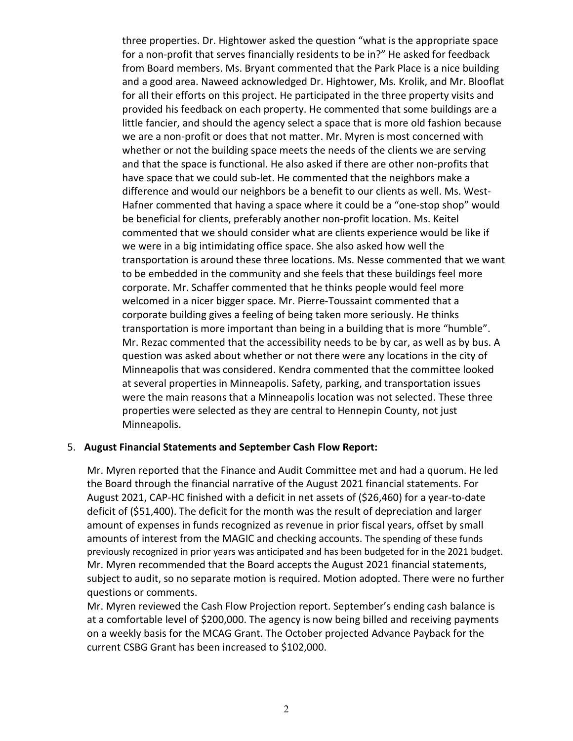three properties. Dr. Hightower asked the question "what is the appropriate space for a non-profit that serves financially residents to be in?" He asked for feedback from Board members. Ms. Bryant commented that the Park Place is a nice building and a good area. Naweed acknowledged Dr. Hightower, Ms. Krolik, and Mr. Blooflat for all their efforts on this project. He participated in the three property visits and provided his feedback on each property. He commented that some buildings are a little fancier, and should the agency select a space that is more old fashion because we are a non-profit or does that not matter. Mr. Myren is most concerned with whether or not the building space meets the needs of the clients we are serving and that the space is functional. He also asked if there are other non-profits that have space that we could sub-let. He commented that the neighbors make a difference and would our neighbors be a benefit to our clients as well. Ms. West-Hafner commented that having a space where it could be a "one-stop shop" would be beneficial for clients, preferably another non-profit location. Ms. Keitel commented that we should consider what are clients experience would be like if we were in a big intimidating office space. She also asked how well the transportation is around these three locations. Ms. Nesse commented that we want to be embedded in the community and she feels that these buildings feel more corporate. Mr. Schaffer commented that he thinks people would feel more welcomed in a nicer bigger space. Mr. Pierre-Toussaint commented that a corporate building gives a feeling of being taken more seriously. He thinks transportation is more important than being in a building that is more "humble". Mr. Rezac commented that the accessibility needs to be by car, as well as by bus. A question was asked about whether or not there were any locations in the city of Minneapolis that was considered. Kendra commented that the committee looked at several properties in Minneapolis. Safety, parking, and transportation issues were the main reasons that a Minneapolis location was not selected. These three properties were selected as they are central to Hennepin County, not just Minneapolis.

5. **August Financial Statements and September Cash Flow Report:**

Mr. Myren reported that the Finance and Audit Committee met and had a quorum. He led the Board through the financial narrative of the August 2021 financial statements. For August 2021, CAP-HC finished with a deficit in net assets of ($26,460) for a year-to-date deficit of ($51,400). The deficit for the month was the result of depreciation and larger amount of expenses in funds recognized as revenue in prior fiscal years, offset by small amounts of interest from the MAGIC and checking accounts. The spending of these funds previously recognized in prior years was anticipated and has been budgeted for in the 2021 budget. Mr. Myren recommended that the Board accepts the August 2021 financial statements, subject to audit, so no separate motion is required. Motion adopted. There were no further questions or comments.

Mr. Myren reviewed the Cash Flow Projection report. September's ending cash balance is at a comfortable level of $200,000. The agency is now being billed and receiving payments on a weekly basis for the MCAG Grant. The October projected Advance Payback for the current CSBG Grant has been increased to $102,000.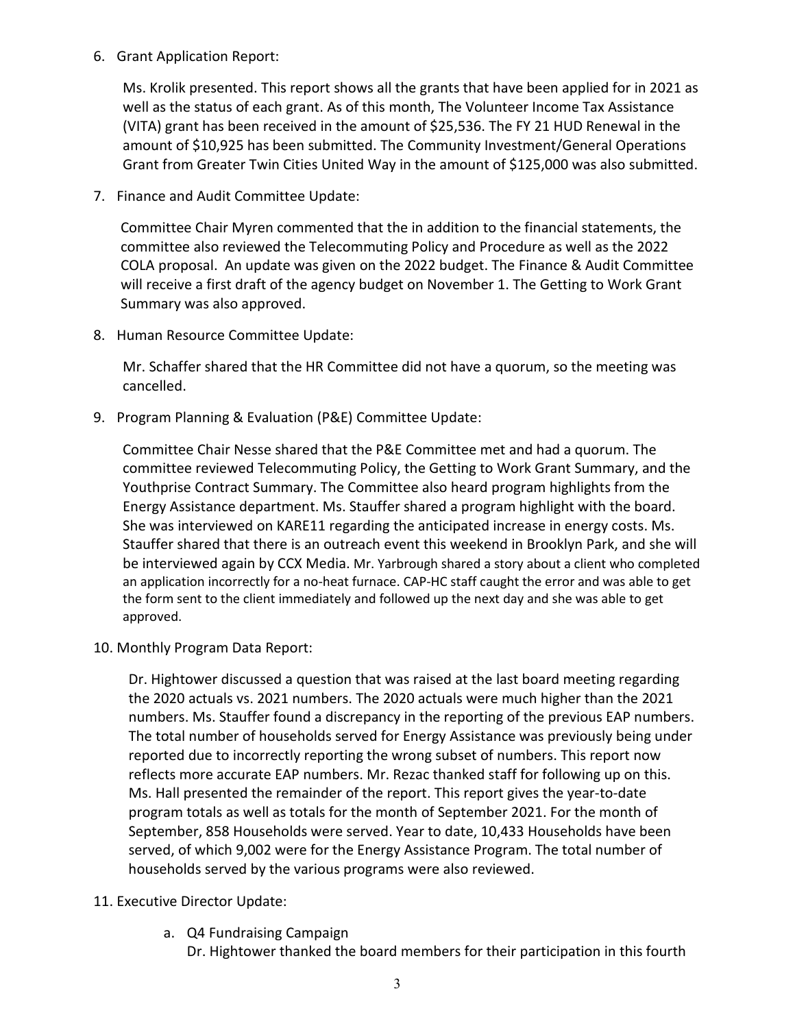6. Grant Application Report:

   Ms. Krolik presented. This report shows all the grants that have been applied for in 2021 as well as the status of each grant. As of this month, The Volunteer Income Tax Assistance (VITA) grant has been received in the amount of $25,536. The FY 21 HUD Renewal in the amount of $10,925 has been submitted. The Community Investment/General Operations Grant from Greater Twin Cities United Way in the amount of $125,000 was also submitted.

7. Finance and Audit Committee Update:

   Committee Chair Myren commented that the in addition to the financial statements, the committee also reviewed the Telecommuting Policy and Procedure as well as the 2022 COLA proposal. An update was given on the 2022 budget. The Finance & Audit Committee will receive a first draft of the agency budget on November 1. The Getting to Work Grant Summary was also approved.

8. Human Resource Committee Update:

   Mr. Schaffer shared that the HR Committee did not have a quorum, so the meeting was cancelled.

9. Program Planning & Evaluation (P&E) Committee Update:

   Committee Chair Nesse shared that the P&E Committee met and had a quorum. The committee reviewed Telecommuting Policy, the Getting to Work Grant Summary, and the Youthprise Contract Summary. The Committee also heard program highlights from the Energy Assistance department. Ms. Stauffer shared a program highlight with the board. She was interviewed on KARE11 regarding the anticipated increase in energy costs. Ms. Stauffer shared that there is an outreach event this weekend in Brooklyn Park, and she will be interviewed again by CCX Media. Mr. Yarbrough shared a story about a client who completed an application incorrectly for a no-heat furnace. CAP-HC staff caught the error and was able to get the form sent to the client immediately and followed up the next day and she was able to get approved.

10. Monthly Program Data Report:

    Dr. Hightower discussed a question that was raised at the last board meeting regarding the 2020 actuals vs. 2021 numbers. The 2020 actuals were much higher than the 2021 numbers. Ms. Stauffer found a discrepancy in the reporting of the previous EAP numbers. The total number of households served for Energy Assistance was previously being under reported due to incorrectly reporting the wrong subset of numbers. This report now reflects more accurate EAP numbers. Mr. Rezac thanked staff for following up on this. Ms. Hall presented the remainder of the report. This report gives the year-to-date program totals as well as totals for the month of September 2021. For the month of September, 858 Households were served. Year to date, 10,433 Households have been served, of which 9,002 were for the Energy Assistance Program. The total number of households served by the various programs were also reviewed.

11. Executive Director Update:

    a. Q4 Fundraising Campaign
       Dr. Hightower thanked the board members for their participation in this fourth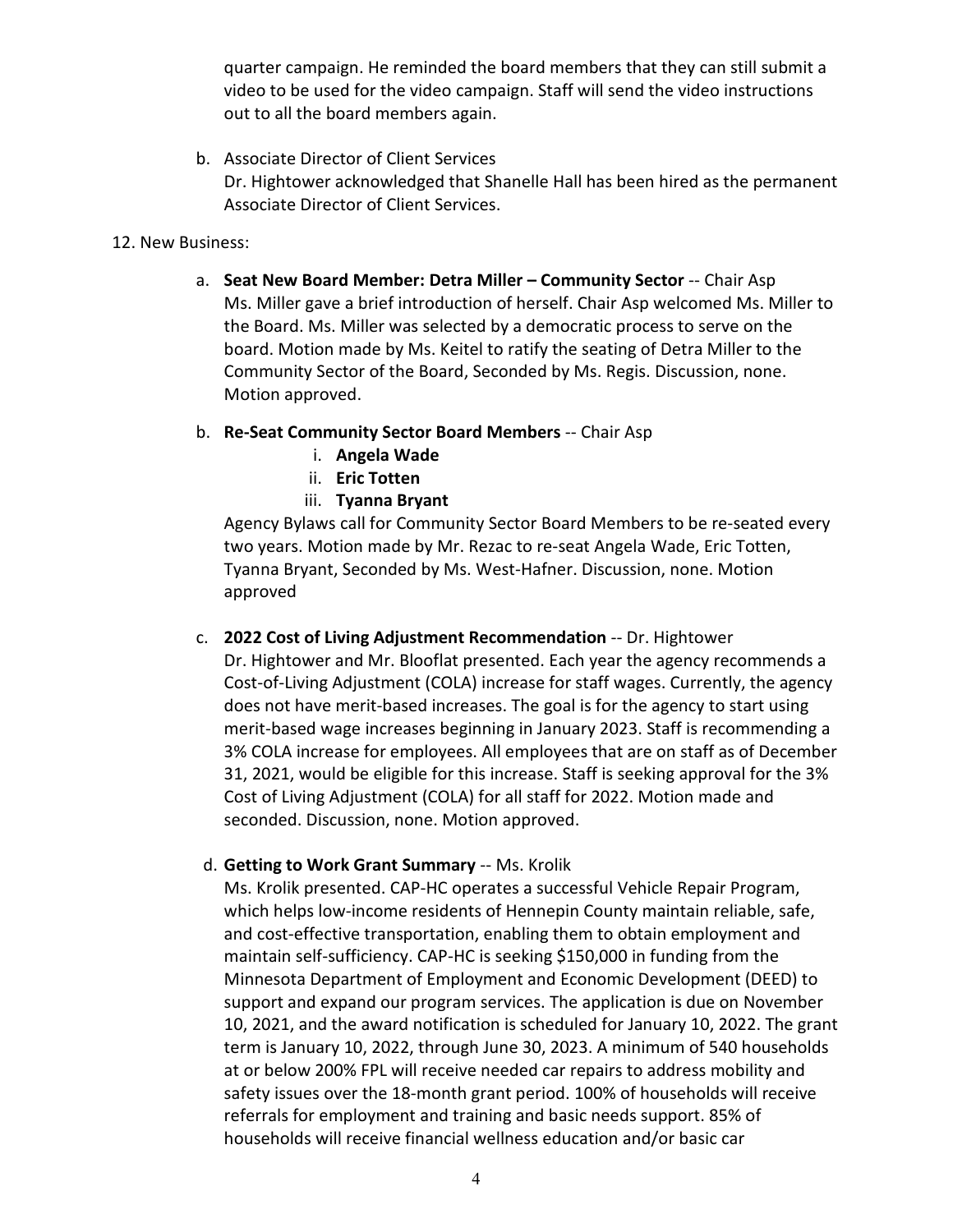quarter campaign. He reminded the board members that they can still submit a video to be used for the video campaign. Staff will send the video instructions out to all the board members again.

b. Associate Director of Client Services
   Dr. Hightower acknowledged that Shanelle Hall has been hired as the permanent Associate Director of Client Services.

12. New Business:

a. **Seat New Board Member: Detra Miller – Community Sector** -- Chair Asp
   Ms. Miller gave a brief introduction of herself. Chair Asp welcomed Ms. Miller to the Board. Ms. Miller was selected by a democratic process to serve on the board. Motion made by Ms. Keitel to ratify the seating of Detra Miller to the Community Sector of the Board, Seconded by Ms. Regis. Discussion, none. Motion approved.

b. **Re-Seat Community Sector Board Members** -- Chair Asp
   i. **Angela Wade**
   ii. **Eric Totten**
   iii. **Tyanna Bryant**

   Agency Bylaws call for Community Sector Board Members to be re-seated every two years. Motion made by Mr. Rezac to re-seat Angela Wade, Eric Totten, Tyanna Bryant, Seconded by Ms. West-Hafner. Discussion, none. Motion approved

c. **2022 Cost of Living Adjustment Recommendation** -- Dr. Hightower
   Dr. Hightower and Mr. Blooflat presented. Each year the agency recommends a Cost-of-Living Adjustment (COLA) increase for staff wages. Currently, the agency does not have merit-based increases. The goal is for the agency to start using merit-based wage increases beginning in January 2023. Staff is recommending a 3% COLA increase for employees. All employees that are on staff as of December 31, 2021, would be eligible for this increase. Staff is seeking approval for the 3% Cost of Living Adjustment (COLA) for all staff for 2022. Motion made and seconded. Discussion, none. Motion approved.

d. **Getting to Work Grant Summary** -- Ms. Krolik
   Ms. Krolik presented. CAP-HC operates a successful Vehicle Repair Program, which helps low-income residents of Hennepin County maintain reliable, safe, and cost-effective transportation, enabling them to obtain employment and maintain self-sufficiency. CAP-HC is seeking $150,000 in funding from the Minnesota Department of Employment and Economic Development (DEED) to support and expand our program services. The application is due on November 10, 2021, and the award notification is scheduled for January 10, 2022. The grant term is January 10, 2022, through June 30, 2023. A minimum of 540 households at or below 200% FPL will receive needed car repairs to address mobility and safety issues over the 18-month grant period. 100% of households will receive referrals for employment and training and basic needs support. 85% of households will receive financial wellness education and/or basic car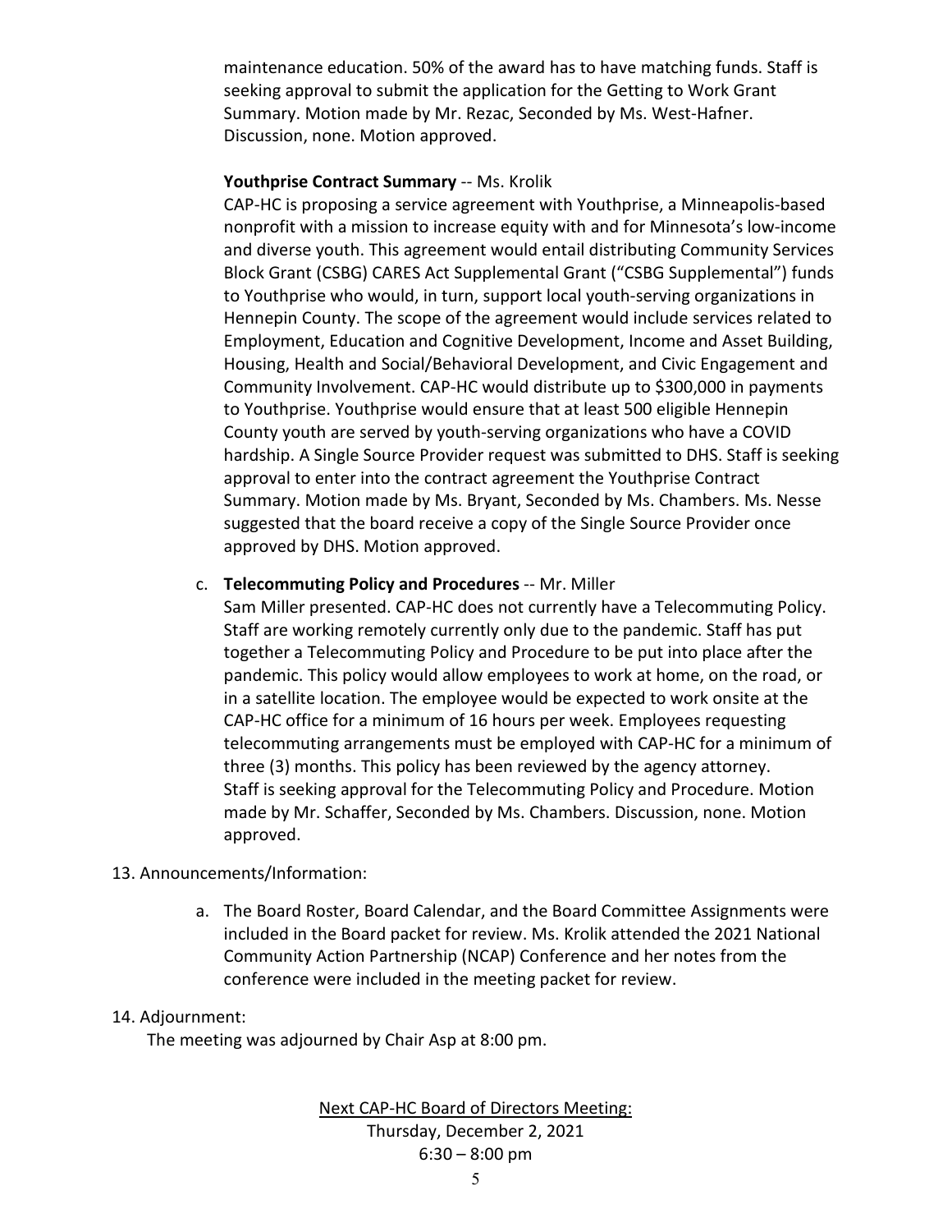maintenance education. 50% of the award has to have matching funds. Staff is seeking approval to submit the application for the Getting to Work Grant Summary. Motion made by Mr. Rezac, Seconded by Ms. West-Hafner. Discussion, none. Motion approved.

**Youthprise Contract Summary** -- Ms. Krolik

CAP-HC is proposing a service agreement with Youthprise, a Minneapolis-based nonprofit with a mission to increase equity with and for Minnesota's low-income and diverse youth. This agreement would entail distributing Community Services Block Grant (CSBG) CARES Act Supplemental Grant ("CSBG Supplemental") funds to Youthprise who would, in turn, support local youth-serving organizations in Hennepin County. The scope of the agreement would include services related to Employment, Education and Cognitive Development, Income and Asset Building, Housing, Health and Social/Behavioral Development, and Civic Engagement and Community Involvement. CAP-HC would distribute up to $300,000 in payments to Youthprise. Youthprise would ensure that at least 500 eligible Hennepin County youth are served by youth-serving organizations who have a COVID hardship. A Single Source Provider request was submitted to DHS. Staff is seeking approval to enter into the contract agreement the Youthprise Contract Summary. Motion made by Ms. Bryant, Seconded by Ms. Chambers. Ms. Nesse suggested that the board receive a copy of the Single Source Provider once approved by DHS. Motion approved.

c. **Telecommuting Policy and Procedures** -- Mr. Miller

Sam Miller presented. CAP-HC does not currently have a Telecommuting Policy. Staff are working remotely currently only due to the pandemic. Staff has put together a Telecommuting Policy and Procedure to be put into place after the pandemic. This policy would allow employees to work at home, on the road, or in a satellite location. The employee would be expected to work onsite at the CAP-HC office for a minimum of 16 hours per week. Employees requesting telecommuting arrangements must be employed with CAP-HC for a minimum of three (3) months. This policy has been reviewed by the agency attorney. Staff is seeking approval for the Telecommuting Policy and Procedure. Motion made by Mr. Schaffer, Seconded by Ms. Chambers. Discussion, none. Motion approved.

13. Announcements/Information:

   a. The Board Roster, Board Calendar, and the Board Committee Assignments were included in the Board packet for review. Ms. Krolik attended the 2021 National Community Action Partnership (NCAP) Conference and her notes from the conference were included in the meeting packet for review.

14. Adjournment:

The meeting was adjourned by Chair Asp at 8:00 pm.

Next CAP-HC Board of Directors Meeting:

Thursday, December 2, 2021

6:30 – 8:00 pm